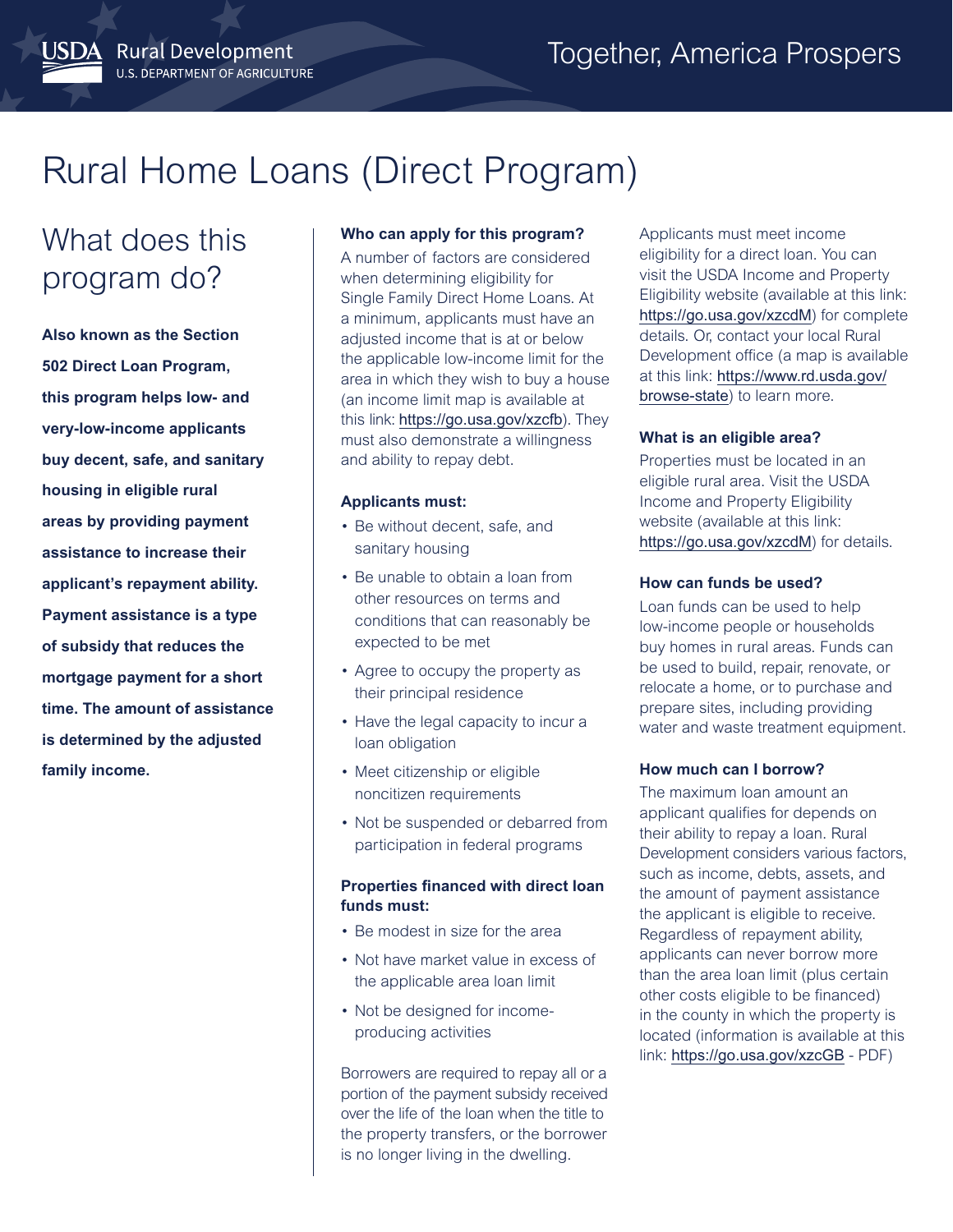USDA Rural Development
U.S. DEPARTMENT OF AGRICULTURE

Together, America Prospers

# Rural Home Loans (Direct Program)

## What does this program do?

**Also known as the Section 502 Direct Loan Program, this program helps low- and very-low-income applicants buy decent, safe, and sanitary housing in eligible rural areas by providing payment assistance to increase their applicant's repayment ability. Payment assistance is a type of subsidy that reduces the mortgage payment for a short time. The amount of assistance is determined by the adjusted family income.**

### Who can apply for this program?

A number of factors are considered when determining eligibility for Single Family Direct Home Loans. At a minimum, applicants must have an adjusted income that is at or below the applicable low-income limit for the area in which they wish to buy a house (an income limit map is available at this link: https://go.usa.gov/xzcfb). They must also demonstrate a willingness and ability to repay debt.

### Applicants must:

- Be without decent, safe, and sanitary housing
- Be unable to obtain a loan from other resources on terms and conditions that can reasonably be expected to be met
- Agree to occupy the property as their principal residence
- Have the legal capacity to incur a loan obligation
- Meet citizenship or eligible noncitizen requirements
- Not be suspended or debarred from participation in federal programs

### Properties financed with direct loan funds must:

- Be modest in size for the area
- Not have market value in excess of the applicable area loan limit
- Not be designed for income-producing activities

Borrowers are required to repay all or a portion of the payment subsidy received over the life of the loan when the title to the property transfers, or the borrower is no longer living in the dwelling.

Applicants must meet income eligibility for a direct loan. You can visit the USDA Income and Property Eligibility website (available at this link: https://go.usa.gov/xzcdM) for complete details. Or, contact your local Rural Development office (a map is available at this link: https://www.rd.usda.gov/browse-state) to learn more.

### What is an eligible area?

Properties must be located in an eligible rural area. Visit the USDA Income and Property Eligibility website (available at this link: https://go.usa.gov/xzcdM) for details.

### How can funds be used?

Loan funds can be used to help low-income people or households buy homes in rural areas. Funds can be used to build, repair, renovate, or relocate a home, or to purchase and prepare sites, including providing water and waste treatment equipment.

### How much can I borrow?

The maximum loan amount an applicant qualifies for depends on their ability to repay a loan. Rural Development considers various factors, such as income, debts, assets, and the amount of payment assistance the applicant is eligible to receive. Regardless of repayment ability, applicants can never borrow more than the area loan limit (plus certain other costs eligible to be financed) in the county in which the property is located (information is available at this link: https://go.usa.gov/xzcGB - PDF)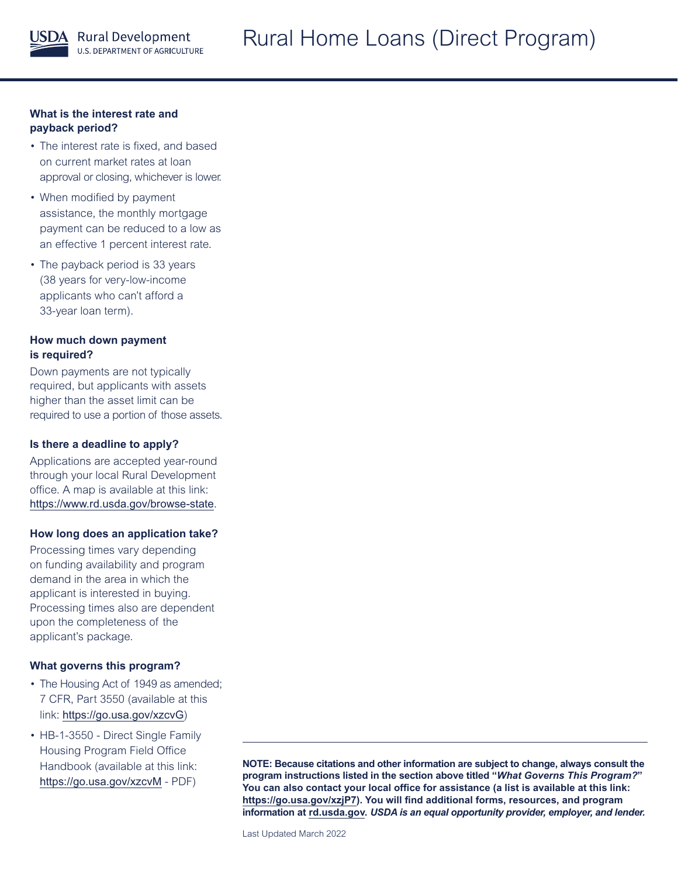### What is the interest rate and payback period?

- The interest rate is fixed, and based on current market rates at loan approval or closing, whichever is lower.
- When modified by payment assistance, the monthly mortgage payment can be reduced to a low as an effective 1 percent interest rate.
- The payback period is 33 years (38 years for very-low-income applicants who can't afford a 33-year loan term).

### How much down payment is required?

Down payments are not typically required, but applicants with assets higher than the asset limit can be required to use a portion of those assets.

### Is there a deadline to apply?

Applications are accepted year-round through your local Rural Development office. A map is available at this link: https://www.rd.usda.gov/browse-state.

### How long does an application take?

Processing times vary depending on funding availability and program demand in the area in which the applicant is interested in buying. Processing times also are dependent upon the completeness of the applicant's package.

### What governs this program?

- The Housing Act of 1949 as amended; 7 CFR, Part 3550 (available at this link: https://go.usa.gov/xzcvG)
- HB-1-3550 - Direct Single Family Housing Program Field Office Handbook (available at this link: https://go.usa.gov/xzcvM - PDF)

**NOTE: Because citations and other information are subject to change, always consult the program instructions listed in the section above titled "*What Governs This Program?*" You can also contact your local office for assistance (a list is available at this link: https://go.usa.gov/xzjP7). You will find additional forms, resources, and program information at rd.usda.gov. *USDA is an equal opportunity provider, employer, and lender.***

Last Updated March 2022